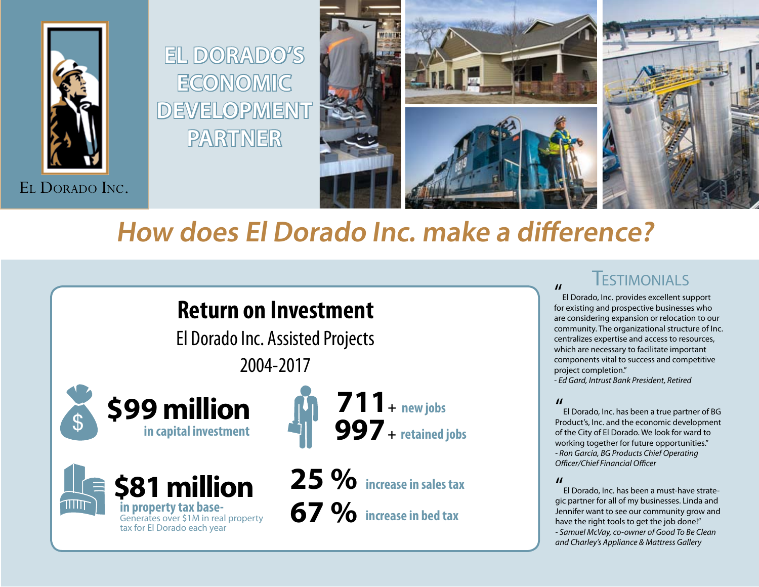El Dorado Inc.

# EL DORADO'S ECONOMIC DEVELOPMENT PARTNER

## *How does El Dorado Inc. make a difference?*

### Return on Investment

El Dorado Inc. Assisted Projects

2004-2017

**$99 million**
in capital investment

**711** + new jobs

**997** + retained jobs

**$81 million**
in property tax base-
Generates over $1M in real property tax for El Dorado each year

**25 %** increase in sales tax

**67 %** increase in bed tax

### Testimonials

"El Dorado, Inc. provides excellent support for existing and prospective businesses who are considering expansion or relocation to our community. The organizational structure of Inc. centralizes expertise and access to resources, which are necessary to facilitate important components vital to success and competitive project completion."
*- Ed Gard, Intrust Bank President, Retired*

"El Dorado, Inc. has been a true partner of BG Product's, Inc. and the economic development of the City of El Dorado. We look for ward to working together for future opportunities."
*- Ron Garcia, BG Products Chief Operating Officer/Chief Financial Officer*

"El Dorado, Inc. has been a must-have strategic partner for all of my businesses. Linda and Jennifer want to see our community grow and have the right tools to get the job done!"
*- Samuel McVay, co-owner of Good To Be Clean and Charley's Appliance & Mattress Gallery*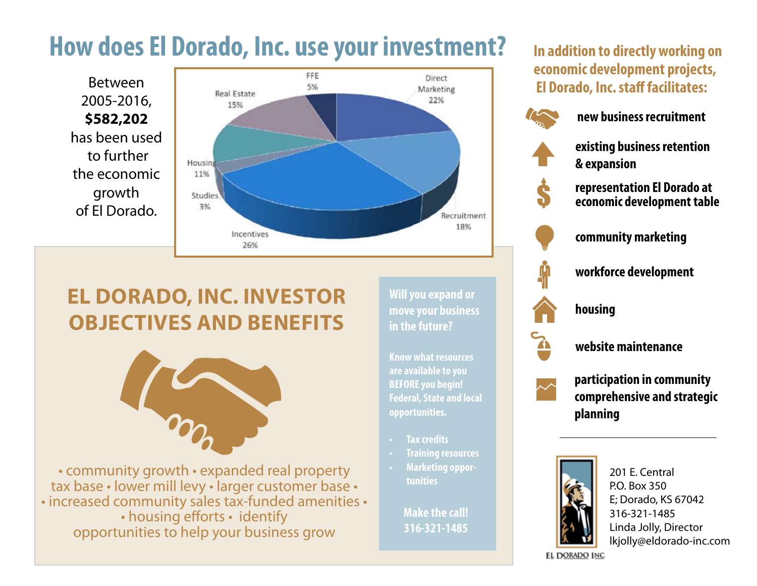# How does El Dorado, Inc. use your investment?

Between 2005-2016, **$582,202** has been used to further the economic growth of El Dorado.

FFE
5%
Direct Marketing
22%
Real Estate
15%
Housing
11%
Studies
3%
Recruitment
18%
Incentives
26%

## EL DORADO, INC. INVESTOR OBJECTIVES AND BENEFITS

• community growth • expanded real property tax base • lower mill levy • larger customer base • • increased community sales tax-funded amenities • • housing efforts • identify opportunities to help your business grow

**Will you expand or move your business in the future?**

**Know what resources are available to you BEFORE you begin! Federal, State and local opportunities.**

- Tax credits
- Training resources
- Marketing opportunities

**Make the call! 316-321-1485**

### In addition to directly working on economic development projects, El Dorado, Inc. staff facilitates:

- **new business recruitment**
- **existing business retention & expansion**
- **representation El Dorado at economic development table**
- **community marketing**
- **workforce development**
- **housing**
- **website maintenance**
- **participation in community comprehensive and strategic planning**

EL DORADO INC

201 E. Central
P.O. Box 350
E; Dorado, KS 67042
316-321-1485
Linda Jolly, Director
lkjolly@eldorado-inc.com